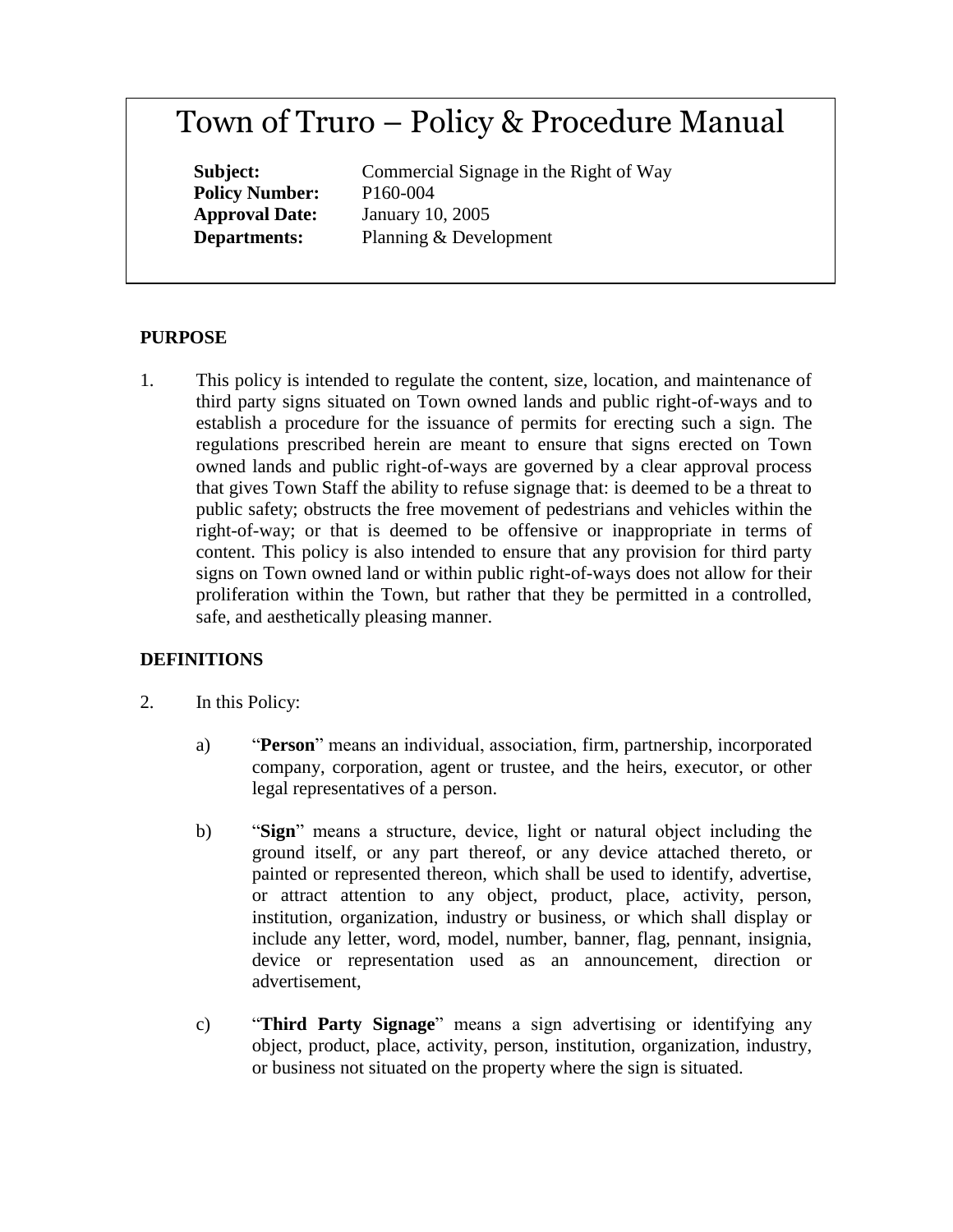# Town of Truro – Policy & Procedure Manual

**Subject:** Commercial Signage in the Right of Way
**Policy Number:** P160-004
**Approval Date:** January 10, 2005
**Departments:** Planning & Development

## PURPOSE

1. This policy is intended to regulate the content, size, location, and maintenance of third party signs situated on Town owned lands and public right-of-ways and to establish a procedure for the issuance of permits for erecting such a sign. The regulations prescribed herein are meant to ensure that signs erected on Town owned lands and public right-of-ways are governed by a clear approval process that gives Town Staff the ability to refuse signage that: is deemed to be a threat to public safety; obstructs the free movement of pedestrians and vehicles within the right-of-way; or that is deemed to be offensive or inappropriate in terms of content. This policy is also intended to ensure that any provision for third party signs on Town owned land or within public right-of-ways does not allow for their proliferation within the Town, but rather that they be permitted in a controlled, safe, and aesthetically pleasing manner.

## DEFINITIONS

2. In this Policy:

   a) "**Person**" means an individual, association, firm, partnership, incorporated company, corporation, agent or trustee, and the heirs, executor, or other legal representatives of a person.

   b) "**Sign**" means a structure, device, light or natural object including the ground itself, or any part thereof, or any device attached thereto, or painted or represented thereon, which shall be used to identify, advertise, or attract attention to any object, product, place, activity, person, institution, organization, industry or business, or which shall display or include any letter, word, model, number, banner, flag, pennant, insignia, device or representation used as an announcement, direction or advertisement,

   c) "**Third Party Signage**" means a sign advertising or identifying any object, product, place, activity, person, institution, organization, industry, or business not situated on the property where the sign is situated.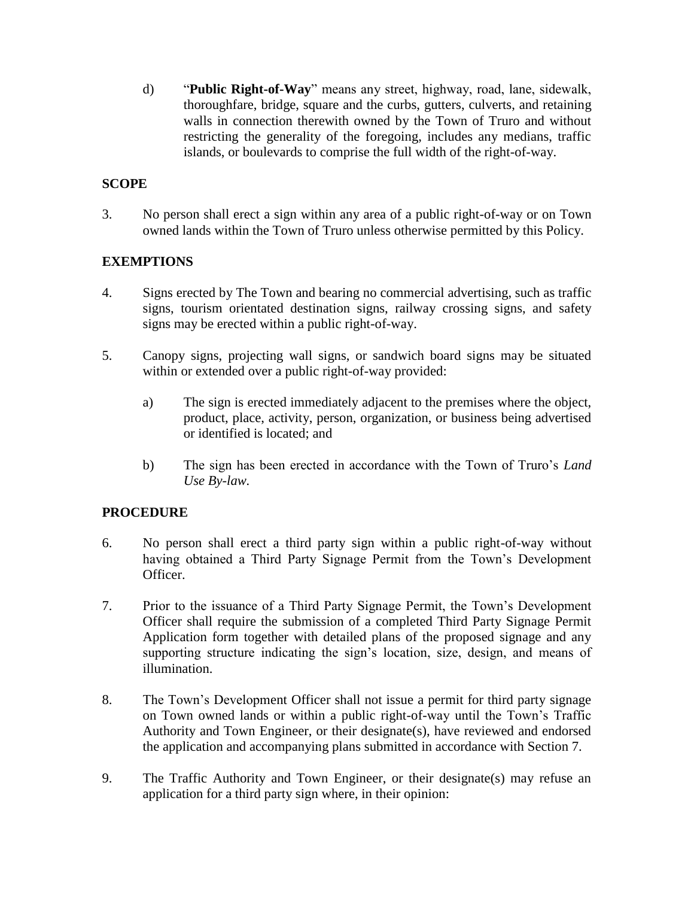d) "**Public Right-of-Way**" means any street, highway, road, lane, sidewalk, thoroughfare, bridge, square and the curbs, gutters, culverts, and retaining walls in connection therewith owned by the Town of Truro and without restricting the generality of the foregoing, includes any medians, traffic islands, or boulevards to comprise the full width of the right-of-way.

## SCOPE

3. No person shall erect a sign within any area of a public right-of-way or on Town owned lands within the Town of Truro unless otherwise permitted by this Policy.

## EXEMPTIONS

4. Signs erected by The Town and bearing no commercial advertising, such as traffic signs, tourism orientated destination signs, railway crossing signs, and safety signs may be erected within a public right-of-way.

5. Canopy signs, projecting wall signs, or sandwich board signs may be situated within or extended over a public right-of-way provided:

   a) The sign is erected immediately adjacent to the premises where the object, product, place, activity, person, organization, or business being advertised or identified is located; and

   b) The sign has been erected in accordance with the Town of Truro's *Land Use By-law*.

## PROCEDURE

6. No person shall erect a third party sign within a public right-of-way without having obtained a Third Party Signage Permit from the Town's Development Officer.

7. Prior to the issuance of a Third Party Signage Permit, the Town's Development Officer shall require the submission of a completed Third Party Signage Permit Application form together with detailed plans of the proposed signage and any supporting structure indicating the sign's location, size, design, and means of illumination.

8. The Town's Development Officer shall not issue a permit for third party signage on Town owned lands or within a public right-of-way until the Town's Traffic Authority and Town Engineer, or their designate(s), have reviewed and endorsed the application and accompanying plans submitted in accordance with Section 7.

9. The Traffic Authority and Town Engineer, or their designate(s) may refuse an application for a third party sign where, in their opinion: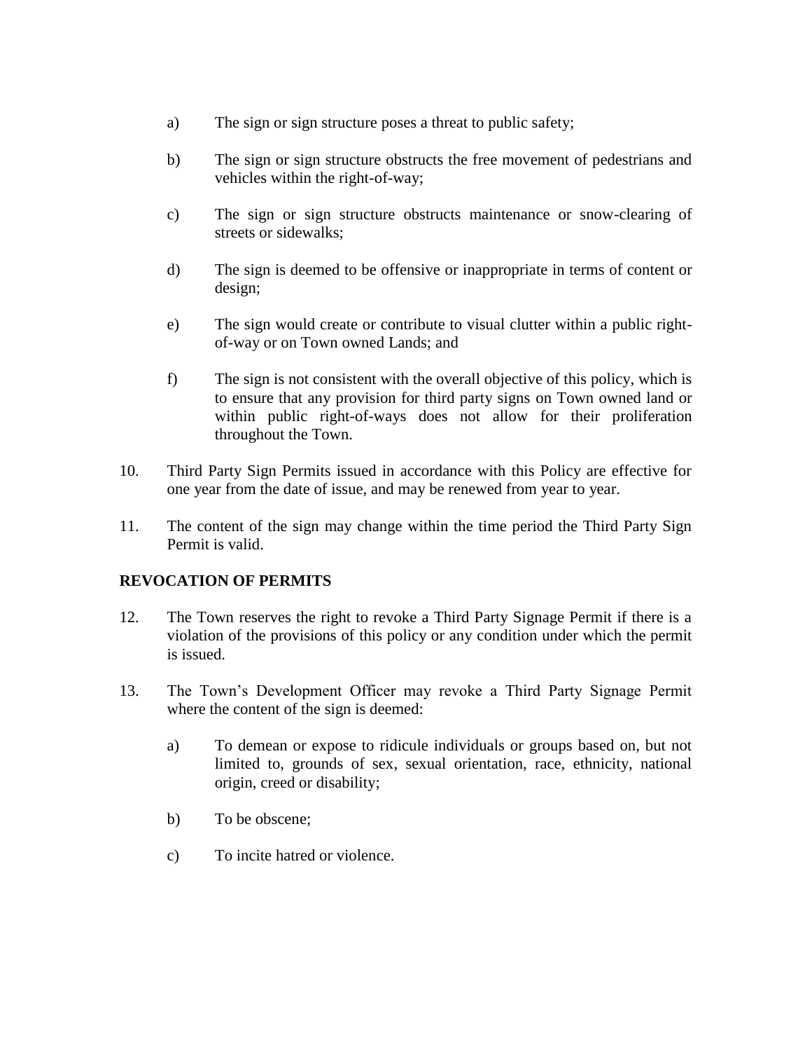a) The sign or sign structure poses a threat to public safety;

b) The sign or sign structure obstructs the free movement of pedestrians and vehicles within the right-of-way;

c) The sign or sign structure obstructs maintenance or snow-clearing of streets or sidewalks;

d) The sign is deemed to be offensive or inappropriate in terms of content or design;

e) The sign would create or contribute to visual clutter within a public right-of-way or on Town owned Lands; and

f) The sign is not consistent with the overall objective of this policy, which is to ensure that any provision for third party signs on Town owned land or within public right-of-ways does not allow for their proliferation throughout the Town.

10. Third Party Sign Permits issued in accordance with this Policy are effective for one year from the date of issue, and may be renewed from year to year.

11. The content of the sign may change within the time period the Third Party Sign Permit is valid.

**REVOCATION OF PERMITS**

12. The Town reserves the right to revoke a Third Party Signage Permit if there is a violation of the provisions of this policy or any condition under which the permit is issued.

13. The Town's Development Officer may revoke a Third Party Signage Permit where the content of the sign is deemed:

a) To demean or expose to ridicule individuals or groups based on, but not limited to, grounds of sex, sexual orientation, race, ethnicity, national origin, creed or disability;

b) To be obscene;

c) To incite hatred or violence.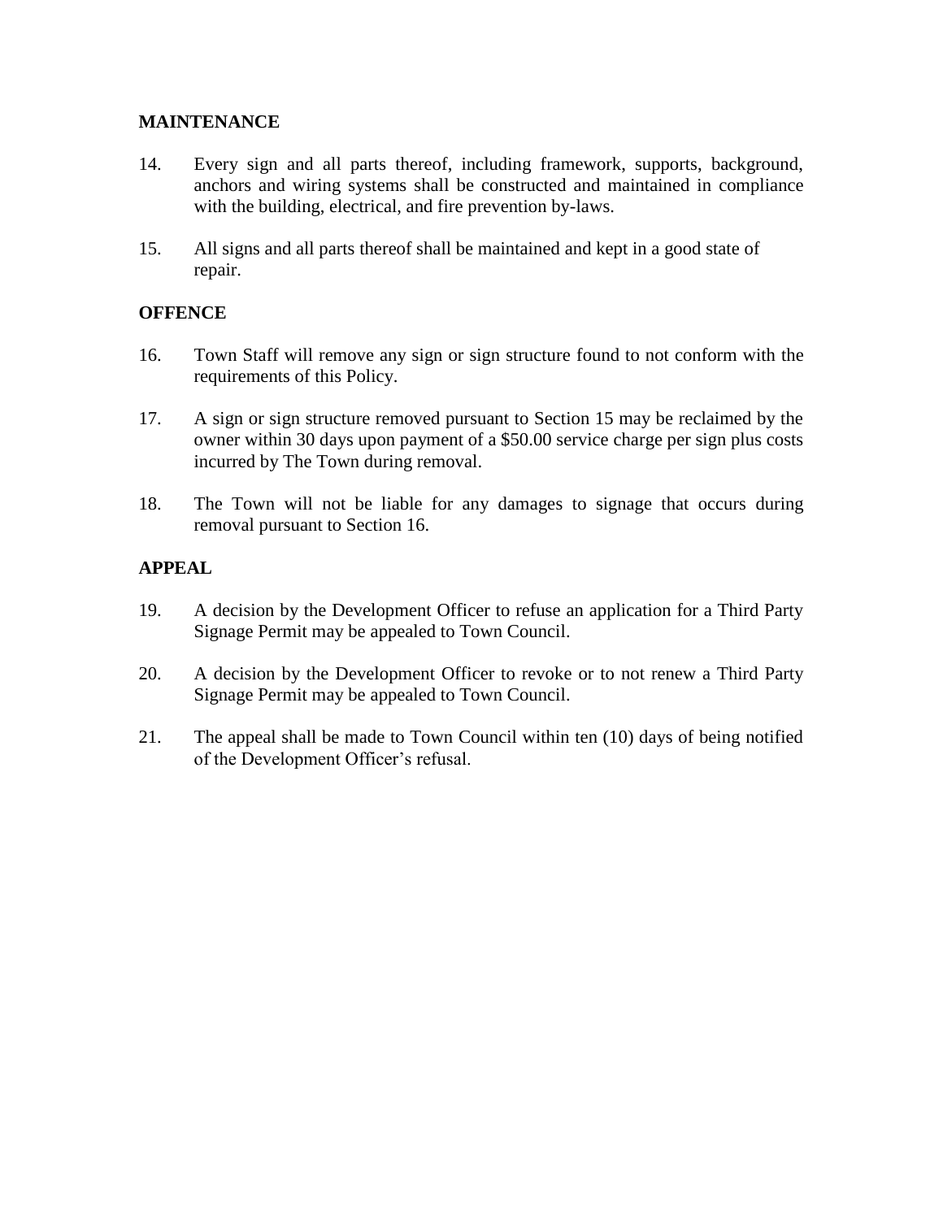## MAINTENANCE

14. Every sign and all parts thereof, including framework, supports, background, anchors and wiring systems shall be constructed and maintained in compliance with the building, electrical, and fire prevention by-laws.

15. All signs and all parts thereof shall be maintained and kept in a good state of repair.

## OFFENCE

16. Town Staff will remove any sign or sign structure found to not conform with the requirements of this Policy.

17. A sign or sign structure removed pursuant to Section 15 may be reclaimed by the owner within 30 days upon payment of a $50.00 service charge per sign plus costs incurred by The Town during removal.

18. The Town will not be liable for any damages to signage that occurs during removal pursuant to Section 16.

## APPEAL

19. A decision by the Development Officer to refuse an application for a Third Party Signage Permit may be appealed to Town Council.

20. A decision by the Development Officer to revoke or to not renew a Third Party Signage Permit may be appealed to Town Council.

21. The appeal shall be made to Town Council within ten (10) days of being notified of the Development Officer's refusal.